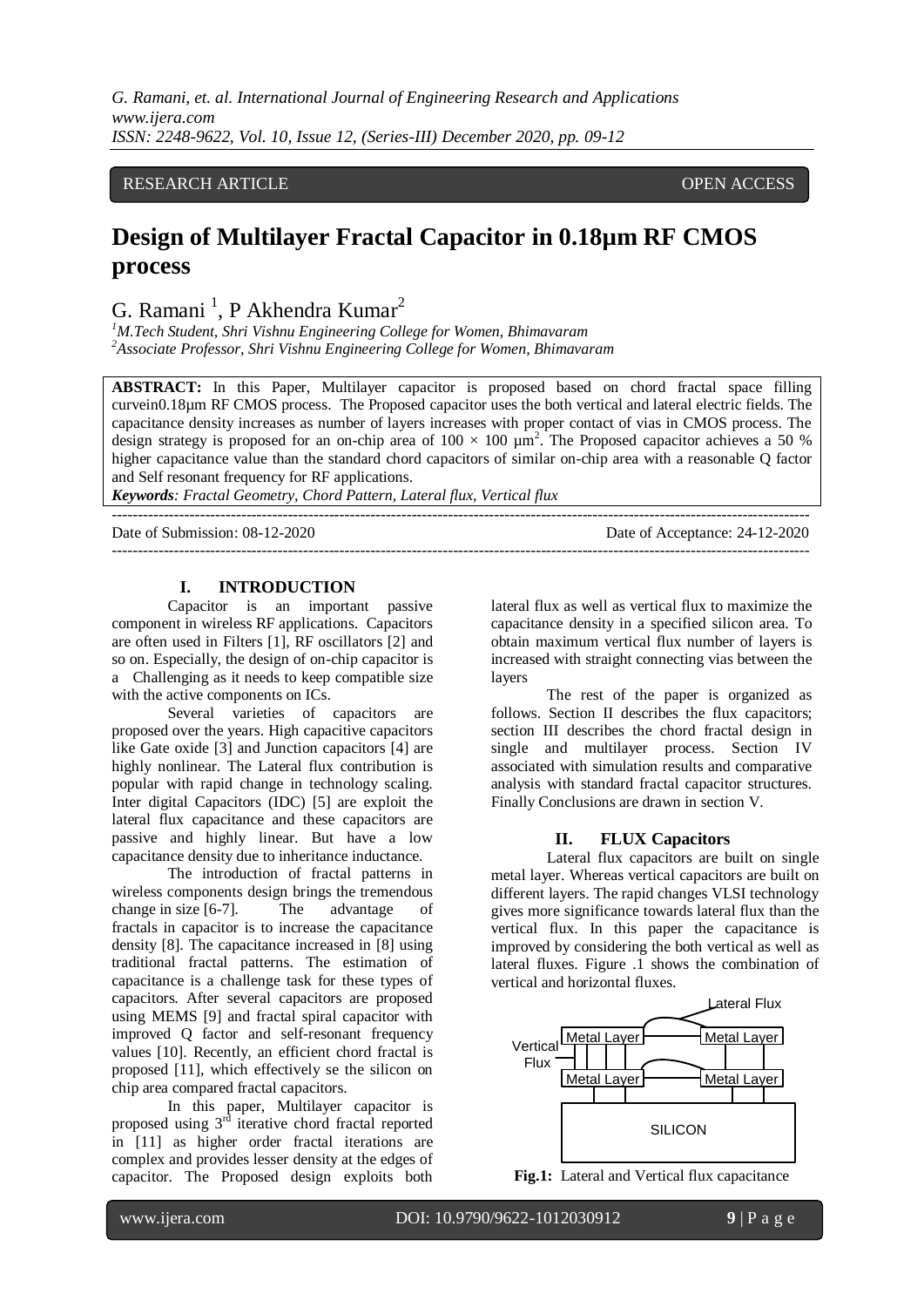RESEARCH ARTICLE OPEN ACCESS

# Design of Multilayer Fractal Capacitor in 0.18μm RF CMOS process

G. Ramani [1], P Akhendra Kumar[2]

[1]M.Tech Student, Shri Vishnu Engineering College for Women, Bhimavaram
[2]Associate Professor, Shri Vishnu Engineering College for Women, Bhimavaram

**ABSTRACT:** In this Paper, Multilayer capacitor is proposed based on chord fractal space filling curvein0.18μm RF CMOS process. The Proposed capacitor uses the both vertical and lateral electric fields. The capacitance density increases as number of layers increases with proper contact of vias in CMOS process. The design strategy is proposed for an on-chip area of $100 \times 100$ μm$^2$. The Proposed capacitor achieves a 50 % higher capacitance value than the standard chord capacitors of similar on-chip area with a reasonable Q factor and Self resonant frequency for RF applications.

***Keywords****: Fractal Geometry, Chord Pattern, Lateral flux, Vertical flux*

Date of Submission: 08-12-2020 Date of Acceptance: 24-12-2020

## I. INTRODUCTION

Capacitor is an important passive component in wireless RF applications. Capacitors are often used in Filters [1], RF oscillators [2] and so on. Especially, the design of on-chip capacitor is a Challenging as it needs to keep compatible size with the active components on ICs.

Several varieties of capacitors are proposed over the years. High capacitive capacitors like Gate oxide [3] and Junction capacitors [4] are highly nonlinear. The Lateral flux contribution is popular with rapid change in technology scaling. Inter digital Capacitors (IDC) [5] are exploit the lateral flux capacitance and these capacitors are passive and highly linear. But have a low capacitance density due to inheritance inductance.

The introduction of fractal patterns in wireless components design brings the tremendous change in size [6-7]. The advantage of fractals in capacitor is to increase the capacitance density [8]. The capacitance increased in [8] using traditional fractal patterns. The estimation of capacitance is a challenge task for these types of capacitors. After several capacitors are proposed using MEMS [9] and fractal spiral capacitor with improved Q factor and self-resonant frequency values [10]. Recently, an efficient chord fractal is proposed [11], which effectively se the silicon on chip area compared fractal capacitors.

In this paper, Multilayer capacitor is proposed using 3$^{rd}$ iterative chord fractal reported in [11] as higher order fractal iterations are complex and provides lesser density at the edges of capacitor. The Proposed design exploits both lateral flux as well as vertical flux to maximize the capacitance density in a specified silicon area. To obtain maximum vertical flux number of layers is increased with straight connecting vias between the layers

The rest of the paper is organized as follows. Section II describes the flux capacitors; section III describes the chord fractal design in single and multilayer process. Section IV associated with simulation results and comparative analysis with standard fractal capacitor structures. Finally Conclusions are drawn in section V.

## II. FLUX Capacitors

Lateral flux capacitors are built on single metal layer. Whereas vertical capacitors are built on different layers. The rapid changes VLSI technology gives more significance towards lateral flux than the vertical flux. In this paper the capacitance is improved by considering the both vertical as well as lateral fluxes. Figure .1 shows the combination of vertical and horizontal fluxes.

**Fig.1:** Lateral and Vertical flux capacitance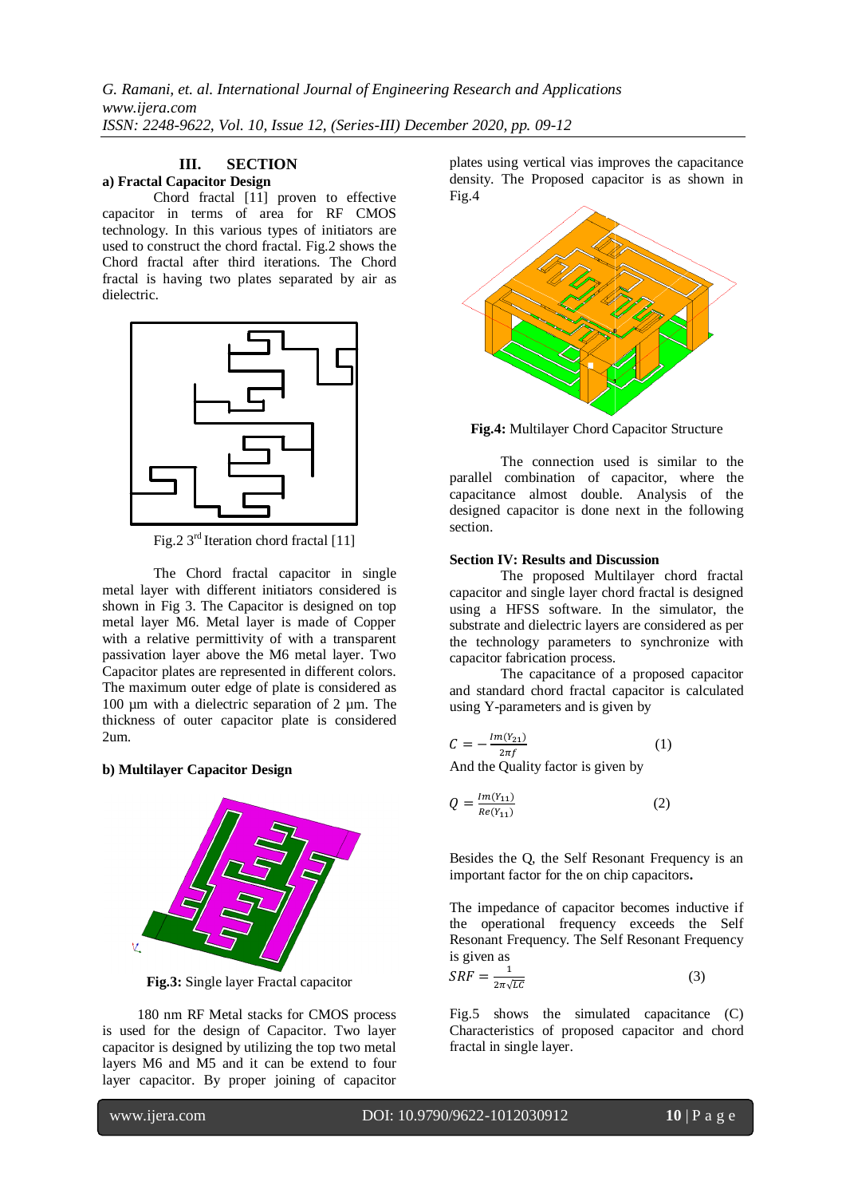## III. SECTION

### a) Fractal Capacitor Design

Chord fractal [11] proven to effective capacitor in terms of area for RF CMOS technology. In this various types of initiators are used to construct the chord fractal. Fig.2 shows the Chord fractal after third iterations. The Chord fractal is having two plates separated by air as dielectric.

Fig.2 3rd Iteration chord fractal [11]

The Chord fractal capacitor in single metal layer with different initiators considered is shown in Fig 3. The Capacitor is designed on top metal layer M6. Metal layer is made of Copper with a relative permittivity of with a transparent passivation layer above the M6 metal layer. Two Capacitor plates are represented in different colors. The maximum outer edge of plate is considered as 100 µm with a dielectric separation of 2 µm. The thickness of outer capacitor plate is considered 2um.

### b) Multilayer Capacitor Design

**Fig.3:** Single layer Fractal capacitor

180 nm RF Metal stacks for CMOS process is used for the design of Capacitor. Two layer capacitor is designed by utilizing the top two metal layers M6 and M5 and it can be extend to four layer capacitor. By proper joining of capacitor plates using vertical vias improves the capacitance density. The Proposed capacitor is as shown in Fig.4

**Fig.4:** Multilayer Chord Capacitor Structure

The connection used is similar to the parallel combination of capacitor, where the capacitance almost double. Analysis of the designed capacitor is done next in the following section.

## Section IV: Results and Discussion

The proposed Multilayer chord fractal capacitor and single layer chord fractal is designed using a HFSS software. In the simulator, the substrate and dielectric layers are considered as per the technology parameters to synchronize with capacitor fabrication process.

The capacitance of a proposed capacitor and standard chord fractal capacitor is calculated using Y-parameters and is given by

$$C = -\frac{Im(Y_{21})}{2\pi f} \qquad (1)$$

And the Quality factor is given by

$$Q = \frac{Im(Y_{11})}{Re(Y_{11})} \qquad (2)$$

Besides the Q, the Self Resonant Frequency is an important factor for the on chip capacitors**.**

The impedance of capacitor becomes inductive if the operational frequency exceeds the Self Resonant Frequency. The Self Resonant Frequency is given as

$$SRF = \frac{1}{2\pi\sqrt{LC}} \qquad (3)$$

Fig.5 shows the simulated capacitance (C) Characteristics of proposed capacitor and chord fractal in single layer.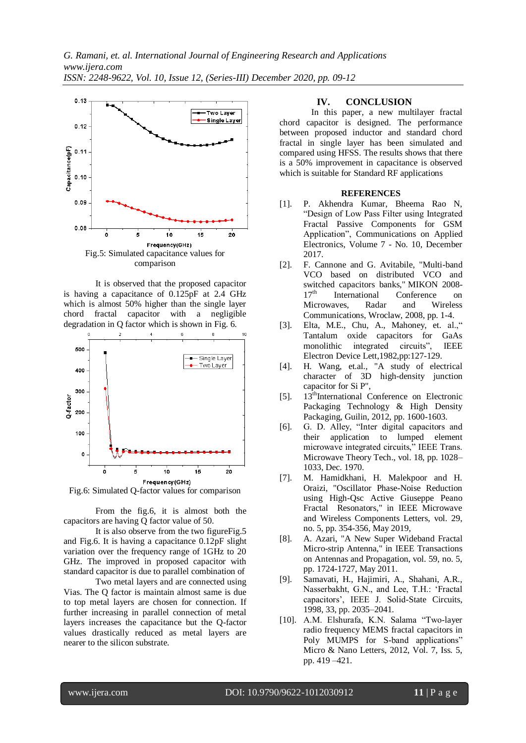Fig.5: Simulated capacitance values for comparison

It is observed that the proposed capacitor is having a capacitance of 0.125pF at 2.4 GHz which is almost 50% higher than the single layer chord fractal capacitor with a negligible degradation in Q factor which is shown in Fig. 6.

Fig.6: Simulated Q-factor values for comparison

From the fig.6, it is almost both the capacitors are having Q factor value of 50.

It is also observe from the two figureFig.5 and Fig.6. It is having a capacitance 0.12pF slight variation over the frequency range of 1GHz to 20 GHz. The improved in proposed capacitor with standard capacitor is due to parallel combination of

Two metal layers and are connected using Vias. The Q factor is maintain almost same is due to top metal layers are chosen for connection. If further increasing in parallel connection of metal layers increases the capacitance but the Q-factor values drastically reduced as metal layers are nearer to the silicon substrate.

## IV. CONCLUSION

In this paper, a new multilayer fractal chord capacitor is designed. The performance between proposed inductor and standard chord fractal in single layer has been simulated and compared using HFSS. The results shows that there is a 50% improvement in capacitance is observed which is suitable for Standard RF applications

## REFERENCES

[1]. P. Akhendra Kumar, Bheema Rao N, "Design of Low Pass Filter using Integrated Fractal Passive Components for GSM Application", Communications on Applied Electronics, Volume 7 - No. 10, December 2017.

[2]. F. Cannone and G. Avitabile, "Multi-band VCO based on distributed VCO and switched capacitors banks," MIKON 2008- 17th International Conference on Microwaves, Radar and Wireless Communications, Wroclaw, 2008, pp. 1-4.

[3]. Elta, M.E., Chu, A., Mahoney, et. al.," Tantalum oxide capacitors for GaAs monolithic integrated circuits", IEEE Electron Device Lett,1982,pp:127-129.

[4]. H. Wang, et.al., "A study of electrical character of 3D high-density junction capacitor for Si P",

[5]. 13thInternational Conference on Electronic Packaging Technology & High Density Packaging, Guilin, 2012, pp. 1600-1603.

[6]. G. D. Alley, "Inter digital capacitors and their application to lumped element microwave integrated circuits," IEEE Trans. Microwave Theory Tech., vol. 18, pp. 1028–1033, Dec. 1970.

[7]. M. Hamidkhani, H. Malekpoor and H. Oraizi, "Oscillator Phase-Noise Reduction using High-Qsc Active Giuseppe Peano Fractal Resonators," in IEEE Microwave and Wireless Components Letters, vol. 29, no. 5, pp. 354-356, May 2019,

[8]. A. Azari, "A New Super Wideband Fractal Micro-strip Antenna," in IEEE Transactions on Antennas and Propagation, vol. 59, no. 5, pp. 1724-1727, May 2011.

[9]. Samavati, H., Hajimiri, A., Shahani, A.R., Nasserbakht, G.N., and Lee, T.H.: 'Fractal capacitors', IEEE J. Solid-State Circuits, 1998, 33, pp. 2035–2041.

[10]. A.M. Elshurafa, K.N. Salama "Two-layer radio frequency MEMS fractal capacitors in Poly MUMPS for S-band applications" Micro & Nano Letters, 2012, Vol. 7, Iss. 5, pp. 419 –421.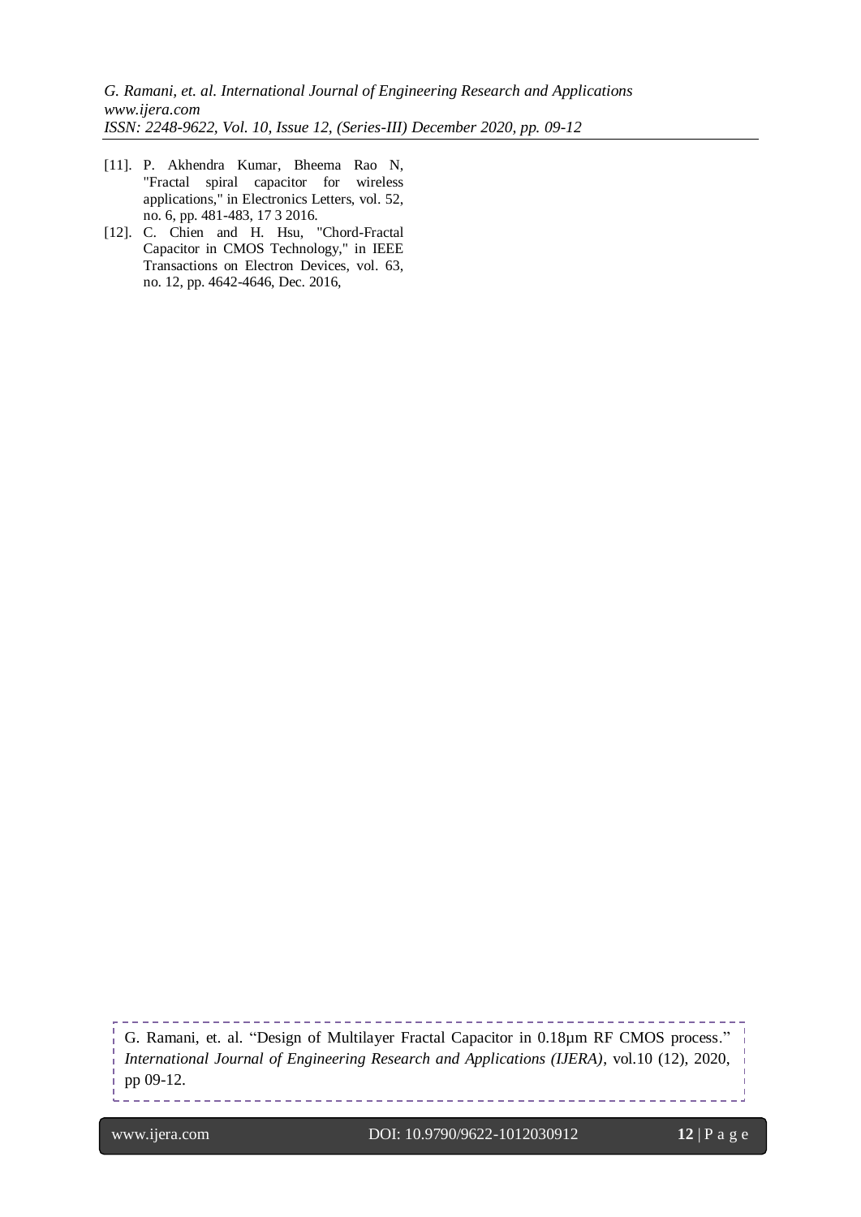[11]. P. Akhendra Kumar, Bheema Rao N, "Fractal spiral capacitor for wireless applications," in Electronics Letters, vol. 52, no. 6, pp. 481-483, 17 3 2016.

[12]. C. Chien and H. Hsu, "Chord-Fractal Capacitor in CMOS Technology," in IEEE Transactions on Electron Devices, vol. 63, no. 12, pp. 4642-4646, Dec. 2016,

G. Ramani, et. al. "Design of Multilayer Fractal Capacitor in 0.18µm RF CMOS process." *International Journal of Engineering Research and Applications (IJERA)*, vol.10 (12), 2020, pp 09-12.